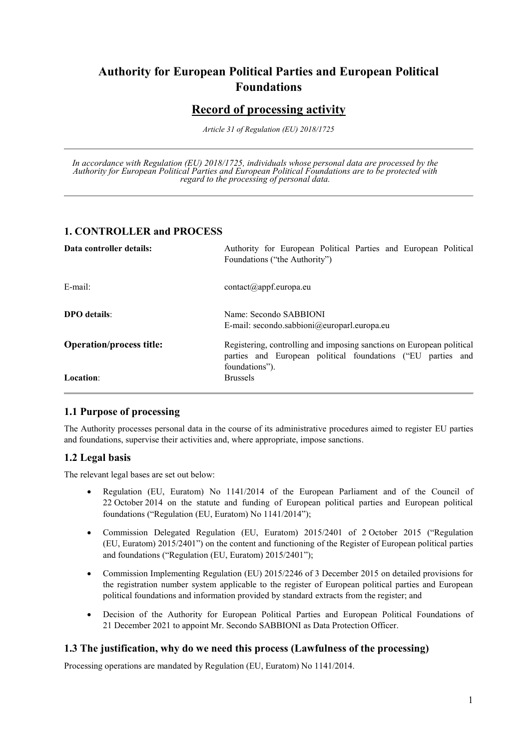# Authority for European Political Parties and European Political Foundations

## Record of processing activity

*Article 31 of Regulation (EU) 2018/1725*

---

*In accordance with Regulation (EU) 2018/1725, individuals whose personal data are processed by the Authority for European Political Parties and European Political Foundations are to be protected with regard to the processing of personal data.*

---

## 1. CONTROLLER and PROCESS

| | |
|---|---|
| **Data controller details:** | Authority for European Political Parties and European Political Foundations ("the Authority") |
| E-mail: | contact@appf.europa.eu |
| **DPO details**: | Name: Secondo SABBIONI<br>E-mail: secondo.sabbioni@europarl.europa.eu |
| **Operation/process title:** | Registering, controlling and imposing sanctions on European political parties and European political foundations ("EU parties and foundations"). |
| **Location**: | Brussels |

### 1.1 Purpose of processing

The Authority processes personal data in the course of its administrative procedures aimed to register EU parties and foundations, supervise their activities and, where appropriate, impose sanctions.

### 1.2 Legal basis

The relevant legal bases are set out below:

- Regulation (EU, Euratom) No 1141/2014 of the European Parliament and of the Council of 22 October 2014 on the statute and funding of European political parties and European political foundations ("Regulation (EU, Euratom) No 1141/2014");
- Commission Delegated Regulation (EU, Euratom) 2015/2401 of 2 October 2015 ("Regulation (EU, Euratom) 2015/2401") on the content and functioning of the Register of European political parties and foundations ("Regulation (EU, Euratom) 2015/2401");
- Commission Implementing Regulation (EU) 2015/2246 of 3 December 2015 on detailed provisions for the registration number system applicable to the register of European political parties and European political foundations and information provided by standard extracts from the register; and
- Decision of the Authority for European Political Parties and European Political Foundations of 21 December 2021 to appoint Mr. Secondo SABBIONI as Data Protection Officer.

### 1.3 The justification, why do we need this process (Lawfulness of the processing)

Processing operations are mandated by Regulation (EU, Euratom) No 1141/2014.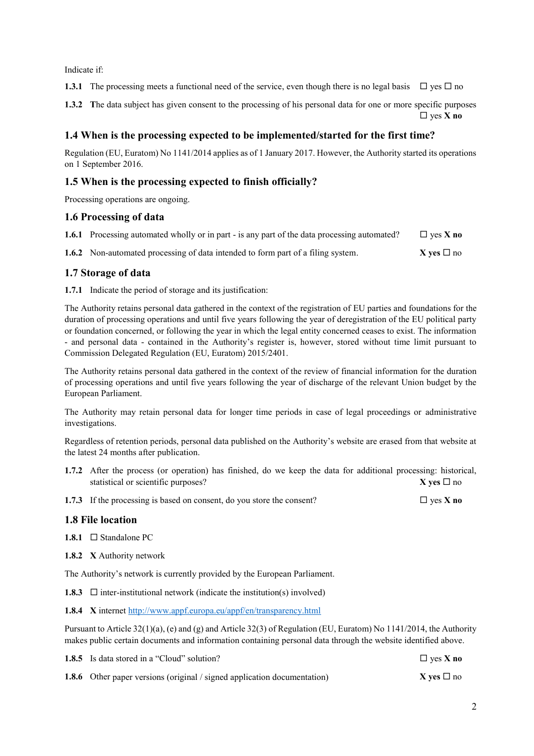Indicate if:

**1.3.1** The processing meets a functional need of the service, even though there is no legal basis ☐ yes ☐ no

**1.3.2** **T**he data subject has given consent to the processing of his personal data for one or more specific purposes ☐ yes **X no**

## 1.4 When is the processing expected to be implemented/started for the first time?

Regulation (EU, Euratom) No 1141/2014 applies as of 1 January 2017. However, the Authority started its operations on 1 September 2016.

## 1.5 When is the processing expected to finish officially?

Processing operations are ongoing.

## 1.6 Processing of data

**1.6.1** Processing automated wholly or in part - is any part of the data processing automated? ☐ yes **X no**

**1.6.2** Non-automated processing of data intended to form part of a filing system. **X yes** ☐ no

## 1.7 Storage of data

**1.7.1** Indicate the period of storage and its justification:

The Authority retains personal data gathered in the context of the registration of EU parties and foundations for the duration of processing operations and until five years following the year of deregistration of the EU political party or foundation concerned, or following the year in which the legal entity concerned ceases to exist. The information - and personal data - contained in the Authority's register is, however, stored without time limit pursuant to Commission Delegated Regulation (EU, Euratom) 2015/2401.

The Authority retains personal data gathered in the context of the review of financial information for the duration of processing operations and until five years following the year of discharge of the relevant Union budget by the European Parliament.

The Authority may retain personal data for longer time periods in case of legal proceedings or administrative investigations.

Regardless of retention periods, personal data published on the Authority's website are erased from that website at the latest 24 months after publication.

**1.7.2** After the process (or operation) has finished, do we keep the data for additional processing: historical, statistical or scientific purposes? **X yes** ☐ no

**1.7.3** If the processing is based on consent, do you store the consent? ☐ yes **X no**

## 1.8 File location

**1.8.1** ☐ Standalone PC

**1.8.2** **X** Authority network

The Authority's network is currently provided by the European Parliament.

**1.8.3** ☐ inter-institutional network (indicate the institution(s) involved)

**1.8.4** **X** internet [http://www.appf.europa.eu/appf/en/transparency.html](http://www.appf.europa.eu/appf/en/transparency.html)

Pursuant to Article 32(1)(a), (e) and (g) and Article 32(3) of Regulation (EU, Euratom) No 1141/2014, the Authority makes public certain documents and information containing personal data through the website identified above.

**1.8.5** Is data stored in a "Cloud" solution? ☐ yes **X no**

**1.8.6** Other paper versions (original / signed application documentation) **X yes** ☐ no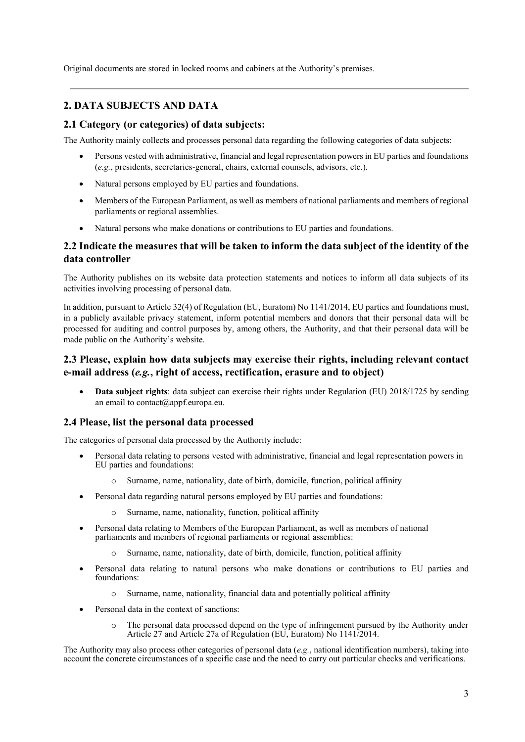Original documents are stored in locked rooms and cabinets at the Authority's premises.

---

## 2. DATA SUBJECTS AND DATA

### 2.1 Category (or categories) of data subjects:

The Authority mainly collects and processes personal data regarding the following categories of data subjects:

- Persons vested with administrative, financial and legal representation powers in EU parties and foundations (*e.g.*, presidents, secretaries-general, chairs, external counsels, advisors, etc.).
- Natural persons employed by EU parties and foundations.
- Members of the European Parliament, as well as members of national parliaments and members of regional parliaments or regional assemblies.
- Natural persons who make donations or contributions to EU parties and foundations.

### 2.2 Indicate the measures that will be taken to inform the data subject of the identity of the data controller

The Authority publishes on its website data protection statements and notices to inform all data subjects of its activities involving processing of personal data.

In addition, pursuant to Article 32(4) of Regulation (EU, Euratom) No 1141/2014, EU parties and foundations must, in a publicly available privacy statement, inform potential members and donors that their personal data will be processed for auditing and control purposes by, among others, the Authority, and that their personal data will be made public on the Authority's website.

### 2.3 Please, explain how data subjects may exercise their rights, including relevant contact e-mail address (*e.g.*, right of access, rectification, erasure and to object)

- **Data subject rights**: data subject can exercise their rights under Regulation (EU) 2018/1725 by sending an email to contact@appf.europa.eu.

### 2.4 Please, list the personal data processed

The categories of personal data processed by the Authority include:

- Personal data relating to persons vested with administrative, financial and legal representation powers in EU parties and foundations:
  - Surname, name, nationality, date of birth, domicile, function, political affinity
- Personal data regarding natural persons employed by EU parties and foundations:
  - Surname, name, nationality, function, political affinity
- Personal data relating to Members of the European Parliament, as well as members of national parliaments and members of regional parliaments or regional assemblies:
  - Surname, name, nationality, date of birth, domicile, function, political affinity
- Personal data relating to natural persons who make donations or contributions to EU parties and foundations:
  - Surname, name, nationality, financial data and potentially political affinity
- Personal data in the context of sanctions:
  - The personal data processed depend on the type of infringement pursued by the Authority under Article 27 and Article 27a of Regulation (EU, Euratom) No 1141/2014.

The Authority may also process other categories of personal data (*e.g.*, national identification numbers), taking into account the concrete circumstances of a specific case and the need to carry out particular checks and verifications.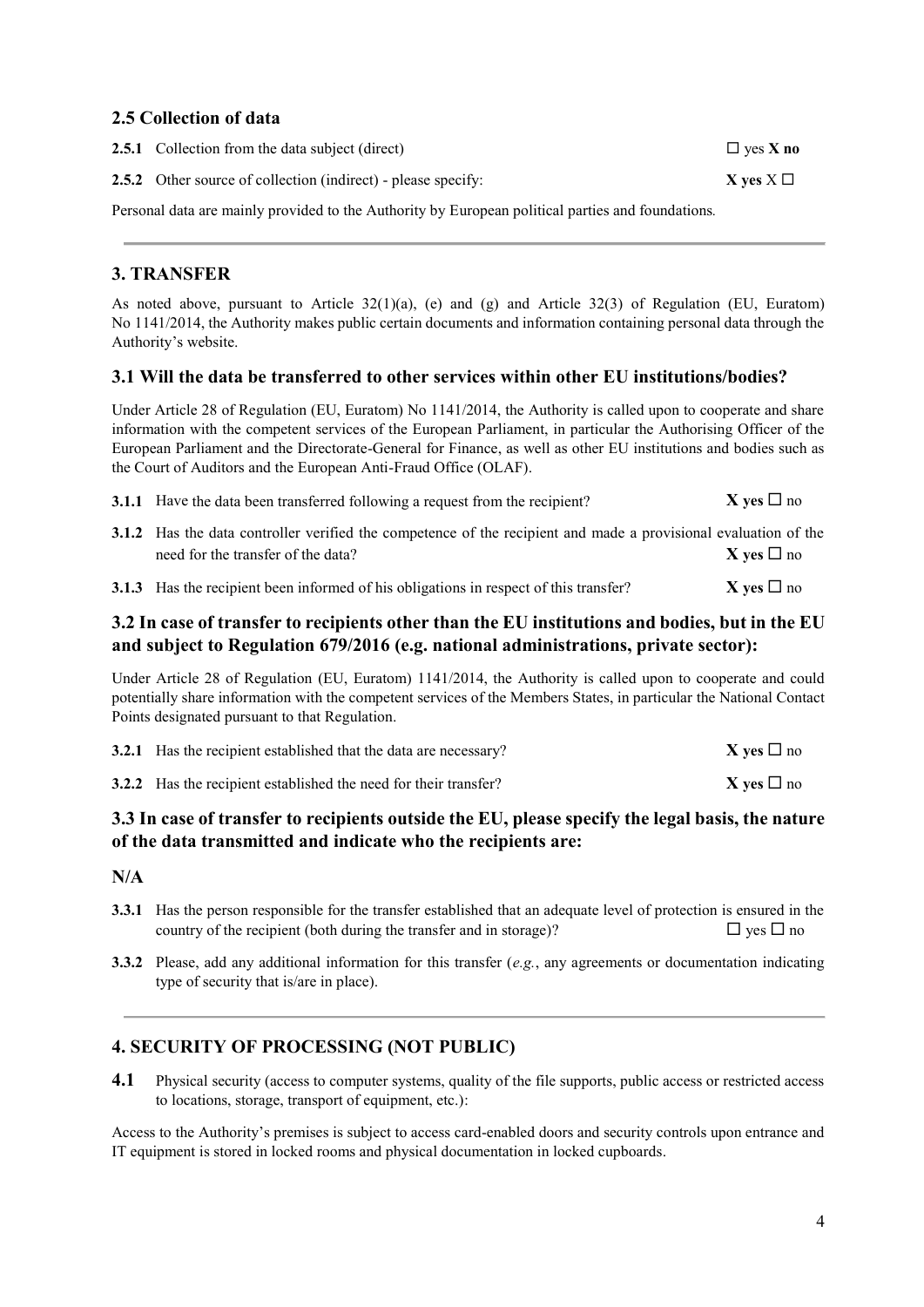## 2.5 Collection of data

**2.5.1** Collection from the data subject (direct) ☐ yes **X no**

**2.5.2** Other source of collection (indirect) - please specify: **X yes** X ☐

Personal data are mainly provided to the Authority by European political parties and foundations.

## 3. TRANSFER

As noted above, pursuant to Article 32(1)(a), (e) and (g) and Article 32(3) of Regulation (EU, Euratom) No 1141/2014, the Authority makes public certain documents and information containing personal data through the Authority's website.

### 3.1 Will the data be transferred to other services within other EU institutions/bodies?

Under Article 28 of Regulation (EU, Euratom) No 1141/2014, the Authority is called upon to cooperate and share information with the competent services of the European Parliament, in particular the Authorising Officer of the European Parliament and the Directorate-General for Finance, as well as other EU institutions and bodies such as the Court of Auditors and the European Anti-Fraud Office (OLAF).

**3.1.1** Have the data been transferred following a request from the recipient? **X yes** ☐ no

**3.1.2** Has the data controller verified the competence of the recipient and made a provisional evaluation of the need for the transfer of the data? **X yes** ☐ no

**3.1.3** Has the recipient been informed of his obligations in respect of this transfer? **X yes** ☐ no

### 3.2 In case of transfer to recipients other than the EU institutions and bodies, but in the EU and subject to Regulation 679/2016 (e.g. national administrations, private sector):

Under Article 28 of Regulation (EU, Euratom) 1141/2014, the Authority is called upon to cooperate and could potentially share information with the competent services of the Members States, in particular the National Contact Points designated pursuant to that Regulation.

**3.2.1** Has the recipient established that the data are necessary? **X yes** ☐ no

**3.2.2** Has the recipient established the need for their transfer? **X yes** ☐ no

### 3.3 In case of transfer to recipients outside the EU, please specify the legal basis, the nature of the data transmitted and indicate who the recipients are:

**N/A**

**3.3.1** Has the person responsible for the transfer established that an adequate level of protection is ensured in the country of the recipient (both during the transfer and in storage)? ☐ yes ☐ no

**3.3.2** Please, add any additional information for this transfer (*e.g.*, any agreements or documentation indicating type of security that is/are in place).

## 4. SECURITY OF PROCESSING (NOT PUBLIC)

**4.1** Physical security (access to computer systems, quality of the file supports, public access or restricted access to locations, storage, transport of equipment, etc.):

Access to the Authority's premises is subject to access card-enabled doors and security controls upon entrance and IT equipment is stored in locked rooms and physical documentation in locked cupboards.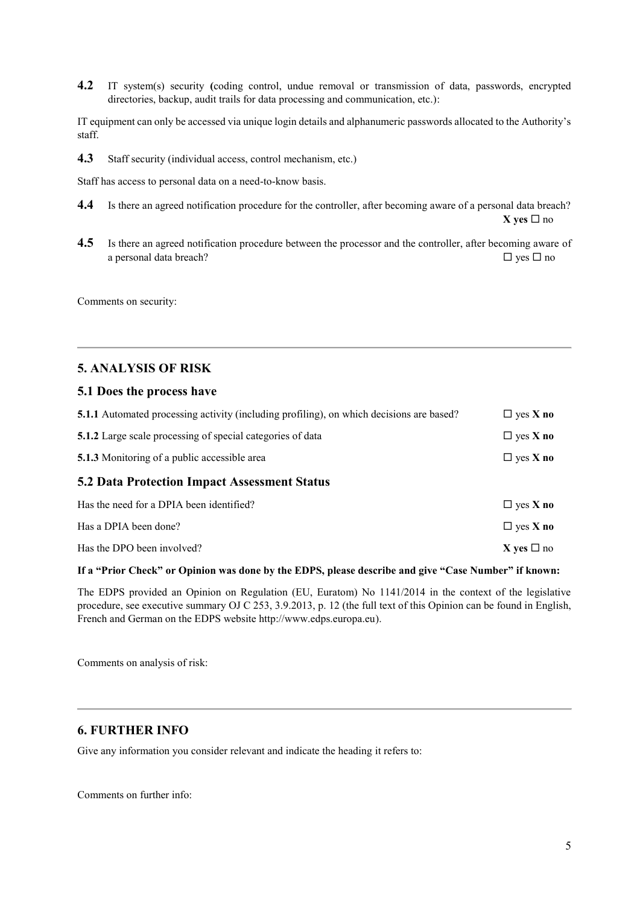**4.2** IT system(s) security **(**coding control, undue removal or transmission of data, passwords, encrypted directories, backup, audit trails for data processing and communication, etc.):

IT equipment can only be accessed via unique login details and alphanumeric passwords allocated to the Authority's staff.

**4.3** Staff security (individual access, control mechanism, etc.)

Staff has access to personal data on a need-to-know basis.

**4.4** Is there an agreed notification procedure for the controller, after becoming aware of a personal data breach? **X yes** ☐ no

**4.5** Is there an agreed notification procedure between the processor and the controller, after becoming aware of a personal data breach? ☐ yes ☐ no

Comments on security:

---

## 5. ANALYSIS OF RISK

### 5.1 Does the process have

**5.1.1** Automated processing activity (including profiling), on which decisions are based? ☐ yes **X no**

**5.1.2** Large scale processing of special categories of data ☐ yes **X no**

**5.1.3** Monitoring of a public accessible area ☐ yes **X no**

### 5.2 Data Protection Impact Assessment Status

Has the need for a DPIA been identified? ☐ yes **X no**

Has a DPIA been done? ☐ yes **X no**

Has the DPO been involved? **X yes** ☐ no

**If a "Prior Check" or Opinion was done by the EDPS, please describe and give "Case Number" if known:**

The EDPS provided an Opinion on Regulation (EU, Euratom) No 1141/2014 in the context of the legislative procedure, see executive summary OJ C 253, 3.9.2013, p. 12 (the full text of this Opinion can be found in English, French and German on the EDPS website http://www.edps.europa.eu).

Comments on analysis of risk:

---

## 6. FURTHER INFO

Give any information you consider relevant and indicate the heading it refers to:

Comments on further info: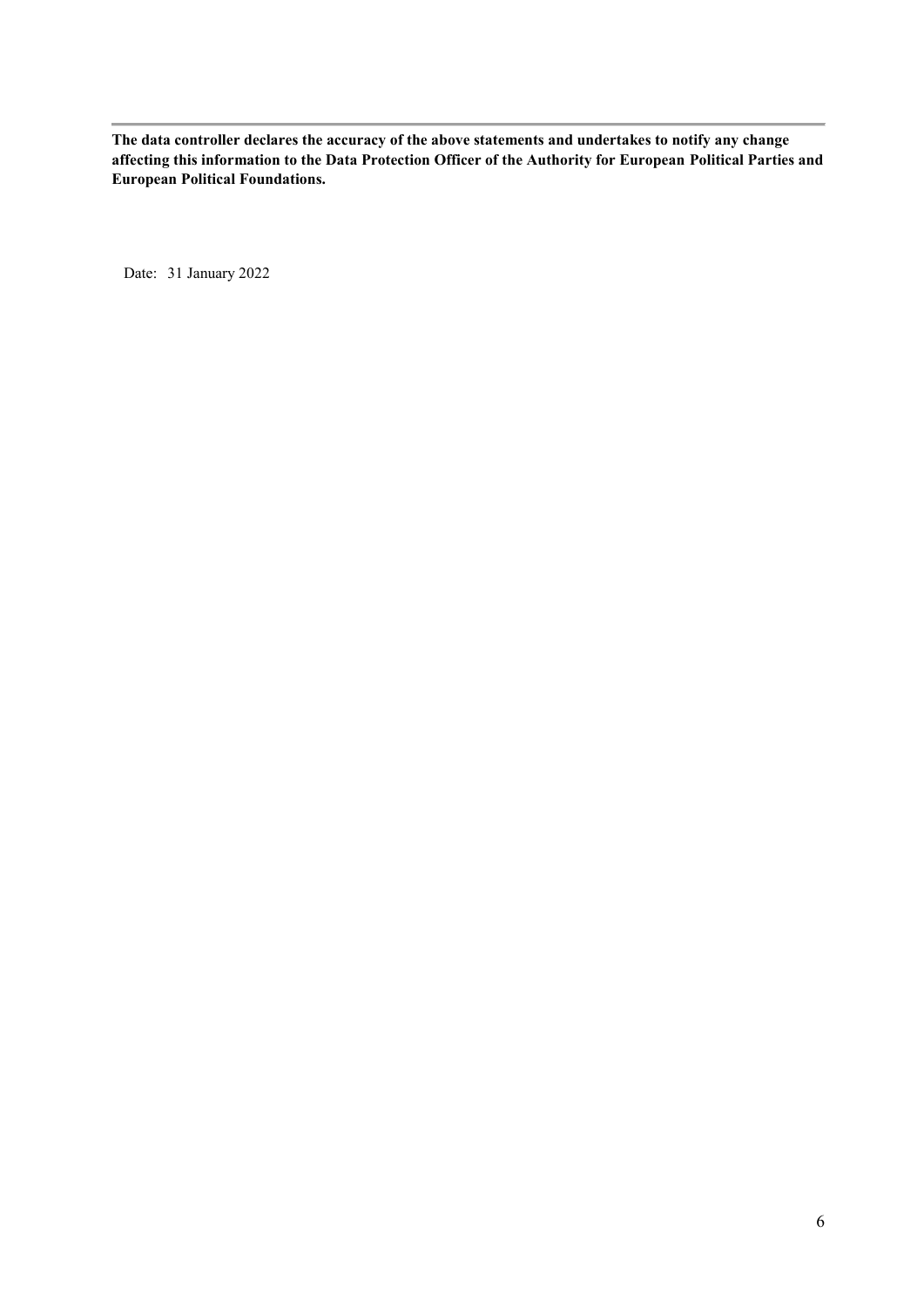---

**The data controller declares the accuracy of the above statements and undertakes to notify any change affecting this information to the Data Protection Officer of the Authority for European Political Parties and European Political Foundations.**

Date: 31 January 2022